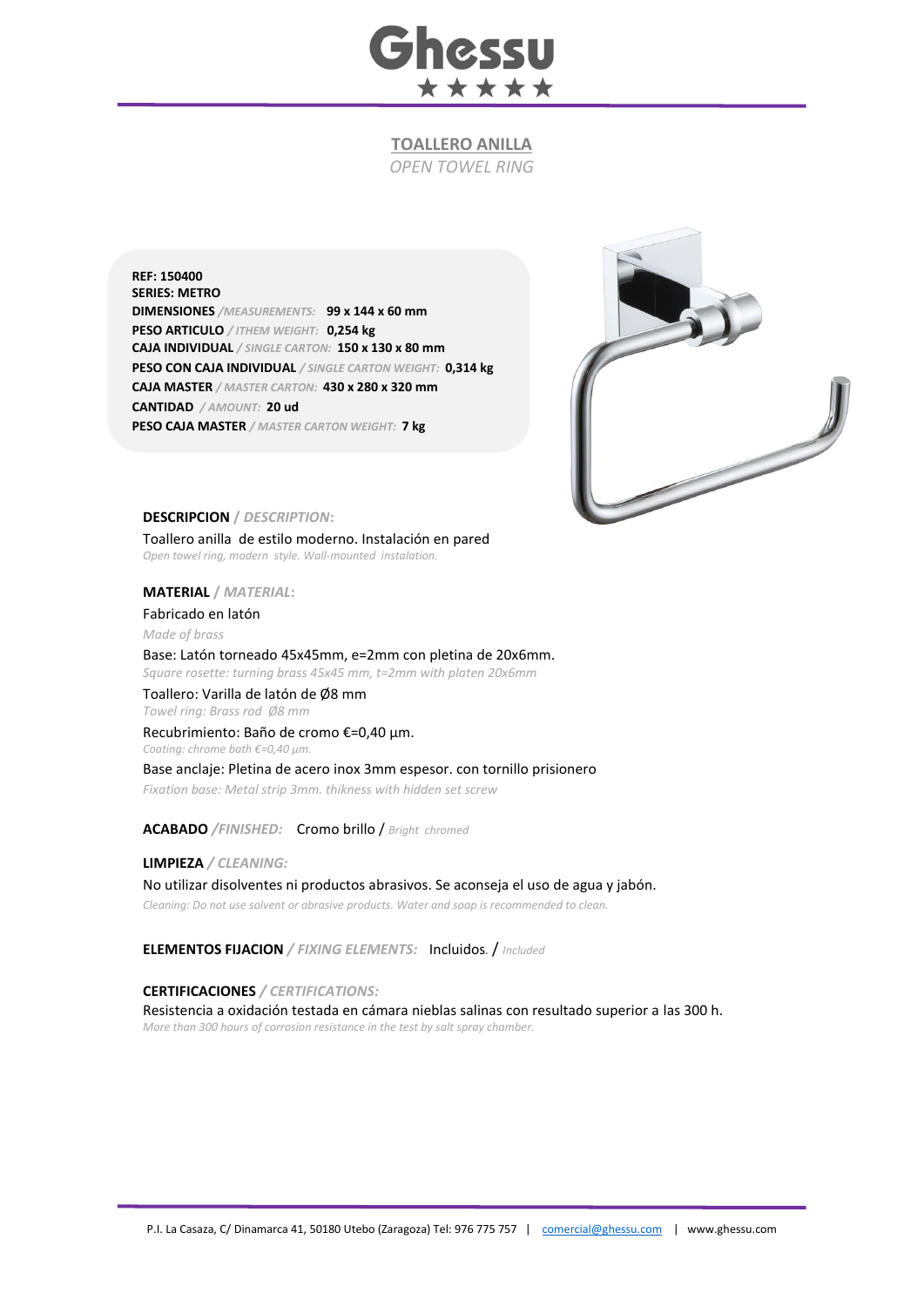# Ghessu

★★★★★

## TOALLERO ANILLA

*OPEN TOWEL RING*

**REF: 150400**
**SERIES: METRO**
**DIMENSIONES** */MEASUREMENTS:* **99 x 144 x 60 mm**
**PESO ARTICULO** */ ITHEM WEIGHT:* **0,254 kg**
**CAJA INDIVIDUAL** */ SINGLE CARTON:* **150 x 130 x 80 mm**
**PESO CON CAJA INDIVIDUAL** */ SINGLE CARTON WEIGHT:* **0,314 kg**
**CAJA MASTER** */ MASTER CARTON:* **430 x 280 x 320 mm**
**CANTIDAD** */ AMOUNT:* **20 ud**
**PESO CAJA MASTER** */ MASTER CARTON WEIGHT:* **7 kg**

**DESCRIPCION** / *DESCRIPTION*:

Toallero anilla de estilo moderno. Instalación en pared
*Open towel ring, modern style. Wall-mounted instalation.*

**MATERIAL** / *MATERIAL*:

Fabricado en latón
*Made of brass*

Base: Latón torneado 45x45mm, e=2mm con pletina de 20x6mm.
*Square rosette: turning brass 45x45 mm, t=2mm with platen 20x6mm*

Toallero: Varilla de latón de Ø8 mm
*Towel ring: Brass rod Ø8 mm*

Recubrimiento: Baño de cromo €=0,40 µm.
*Coating: chrome bath €=0,40 µm.*

Base anclaje: Pletina de acero inox 3mm espesor. con tornillo prisionero
*Fixation base: Metal strip 3mm. thikness with hidden set screw*

**ACABADO** */FINISHED:* Cromo brillo / *Bright chromed*

**LIMPIEZA** */ CLEANING:*

No utilizar disolventes ni productos abrasivos. Se aconseja el uso de agua y jabón.
*Cleaning: Do not use solvent or abrasive products. Water and soap is recommended to clean.*

**ELEMENTOS FIJACION** */ FIXING ELEMENTS:* Incluidos. / *Included*

**CERTIFICACIONES** */ CERTIFICATIONS:*

Resistencia a oxidación testada en cámara nieblas salinas con resultado superior a las 300 h.
*More than 300 hours of corrosion resistance in the test by salt spray chamber.*

P.I. La Casaza, C/ Dinamarca 41, 50180 Utebo (Zaragoza) Tel: 976 775 757 | comercial@ghessu.com | www.ghessu.com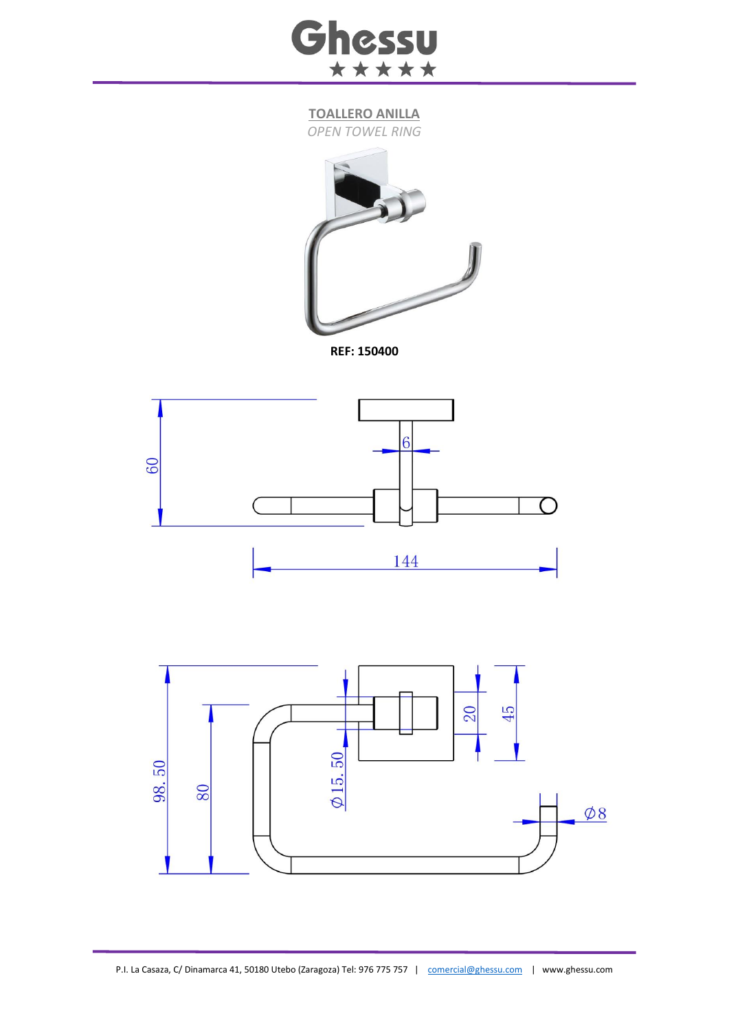Ghessu

★★★★★

**TOALLERO ANILLA**

*OPEN TOWEL RING*

**REF: 150400**

60

6

144

98.50

80

Ø15.50

20

45

Ø8

P.I. La Casaza, C/ Dinamarca 41, 50180 Utebo (Zaragoza) Tel: 976 775 757 | comercial@ghessu.com | www.ghessu.com